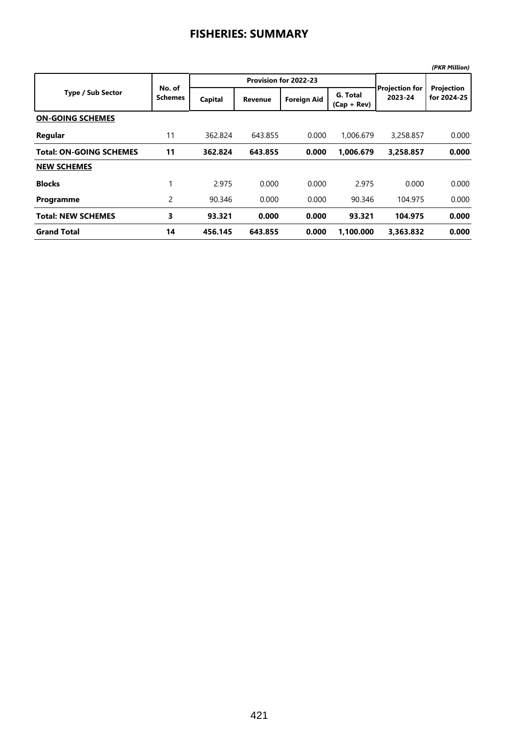# FISHERIES: SUMMARY

*(PKR Million)*

| Type / Sub Sector | No. of Schemes | Provision for 2022-23 | | | | Projection for 2023-24 | Projection for 2024-25 |
|---|---|---|---|---|---|---|---|
| | | Capital | Revenue | Foreign Aid | G. Total (Cap + Rev) | | |
| **ON-GOING SCHEMES** | | | | | | | |
| **Regular** | 11 | 362.824 | 643.855 | 0.000 | 1,006.679 | 3,258.857 | 0.000 |
| **Total: ON-GOING SCHEMES** | **11** | **362.824** | **643.855** | **0.000** | **1,006.679** | **3,258.857** | **0.000** |
| **NEW SCHEMES** | | | | | | | |
| **Blocks** | 1 | 2.975 | 0.000 | 0.000 | 2.975 | 0.000 | 0.000 |
| **Programme** | 2 | 90.346 | 0.000 | 0.000 | 90.346 | 104.975 | 0.000 |
| **Total: NEW SCHEMES** | **3** | **93.321** | **0.000** | **0.000** | **93.321** | **104.975** | **0.000** |
| **Grand Total** | **14** | **456.145** | **643.855** | **0.000** | **1,100.000** | **3,363.832** | **0.000** |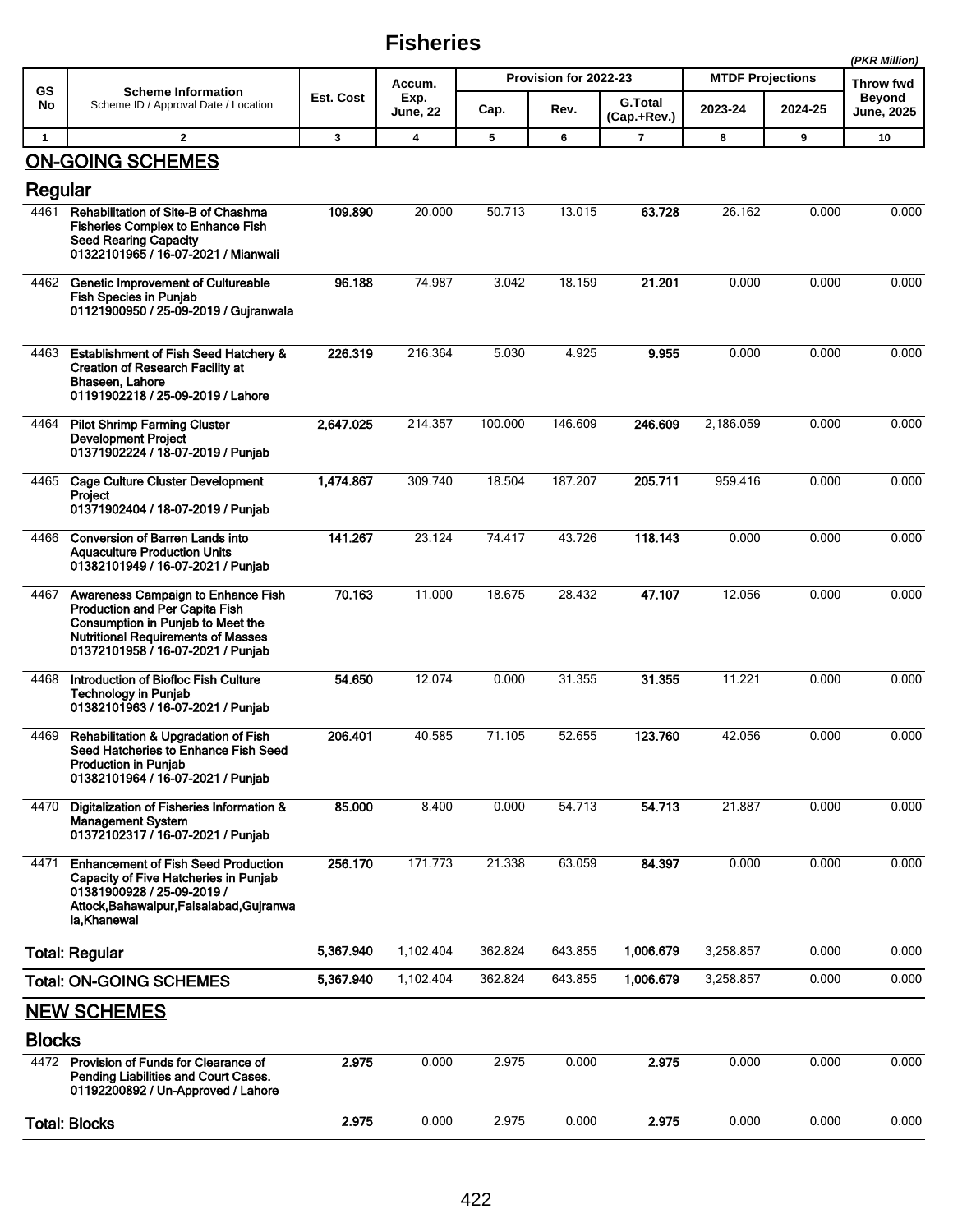# Fisheries

*(PKR Million)*

| GS No | Scheme Information<br>Scheme ID / Approval Date / Location | Est. Cost | Accum. Exp. June, 22 | Provision for 2022-23 | | | MTDF Projections | | Throw fwd Beyond June, 2025 |
|---|---|---|---|---|---|---|---|---|---|
| | | | | Cap. | Rev. | G.Total (Cap.+Rev.) | 2023-24 | 2024-25 | |
| 1 | 2 | 3 | 4 | 5 | 6 | 7 | 8 | 9 | 10 |
| | **ON-GOING SCHEMES** | | | | | | | | |
| | **Regular** | | | | | | | | |
| 4461 | **Rehabilitation of Site-B of Chashma Fisheries Complex to Enhance Fish Seed Rearing Capacity**<br>**01322101965 / 16-07-2021 / Mianwali** | **109.890** | 20.000 | 50.713 | 13.015 | **63.728** | 26.162 | 0.000 | 0.000 |
| 4462 | **Genetic Improvement of Cultureable Fish Species in Punjab**<br>**01121900950 / 25-09-2019 / Gujranwala** | **96.188** | 74.987 | 3.042 | 18.159 | **21.201** | 0.000 | 0.000 | 0.000 |
| 4463 | **Establishment of Fish Seed Hatchery & Creation of Research Facility at Bhaseen, Lahore**<br>**01191902218 / 25-09-2019 / Lahore** | **226.319** | 216.364 | 5.030 | 4.925 | **9.955** | 0.000 | 0.000 | 0.000 |
| 4464 | **Pilot Shirmp Farming Cluster Development Project**<br>**01371902224 / 18-07-2019 / Punjab** | **2,647.025** | 214.357 | 100.000 | 146.609 | **246.609** | 2,186.059 | 0.000 | 0.000 |
| 4465 | **Cage Culture Cluster Development Project**<br>**01371902404 / 18-07-2019 / Punjab** | **1,474.867** | 309.740 | 18.504 | 187.207 | **205.711** | 959.416 | 0.000 | 0.000 |
| 4466 | **Conversion of Barren Lands into Aquaculture Production Units**<br>**01382101949 / 16-07-2021 / Punjab** | **141.267** | 23.124 | 74.417 | 43.726 | **118.143** | 0.000 | 0.000 | 0.000 |
| 4467 | **Awareness Campaign to Enhance Fish Production and Per Capita Fish Consumption in Punjab to Meet the Nutritional Requirements of Masses**<br>**01372101958 / 16-07-2021 / Punjab** | **70.163** | 11.000 | 18.675 | 28.432 | **47.107** | 12.056 | 0.000 | 0.000 |
| 4468 | **Introduction of Biofloc Fish Culture Technology in Punjab**<br>**01382101963 / 16-07-2021 / Punjab** | **54.650** | 12.074 | 0.000 | 31.355 | **31.355** | 11.221 | 0.000 | 0.000 |
| 4469 | **Rehabilitation & Upgradation of Fish Seed Hatcheries to Enhance Fish Seed Production in Punjab**<br>**01382101964 / 16-07-2021 / Punjab** | **206.401** | 40.585 | 71.105 | 52.655 | **123.760** | 42.056 | 0.000 | 0.000 |
| 4470 | **Digitalization of Fisheries Information & Management System**<br>**01372102317 / 16-07-2021 / Punjab** | **85.000** | 8.400 | 0.000 | 54.713 | **54.713** | 21.887 | 0.000 | 0.000 |
| 4471 | **Enhancement of Fish Seed Production Capacity of Five Hatcheries in Punjab**<br>**01381900928 / 25-09-2019 / Attock,Bahawalpur,Faisalabad,Gujranwala,Khanewal** | **256.170** | 171.773 | 21.338 | 63.059 | **84.397** | 0.000 | 0.000 | 0.000 |
| | **Total: Regular** | **5,367.940** | 1,102.404 | 362.824 | 643.855 | **1,006.679** | 3,258.857 | 0.000 | 0.000 |
| | **Total: ON-GOING SCHEMES** | **5,367.940** | 1,102.404 | 362.824 | 643.855 | **1,006.679** | 3,258.857 | 0.000 | 0.000 |
| | **NEW SCHEMES** | | | | | | | | |
| | **Blocks** | | | | | | | | |
| 4472 | **Provision of Funds for Clearance of Pending Liabilities and Court Cases.**<br>**01192200892 / Un-Approved / Lahore** | **2.975** | 0.000 | 2.975 | 0.000 | **2.975** | 0.000 | 0.000 | 0.000 |
| | **Total: Blocks** | **2.975** | 0.000 | 2.975 | 0.000 | **2.975** | 0.000 | 0.000 | 0.000 |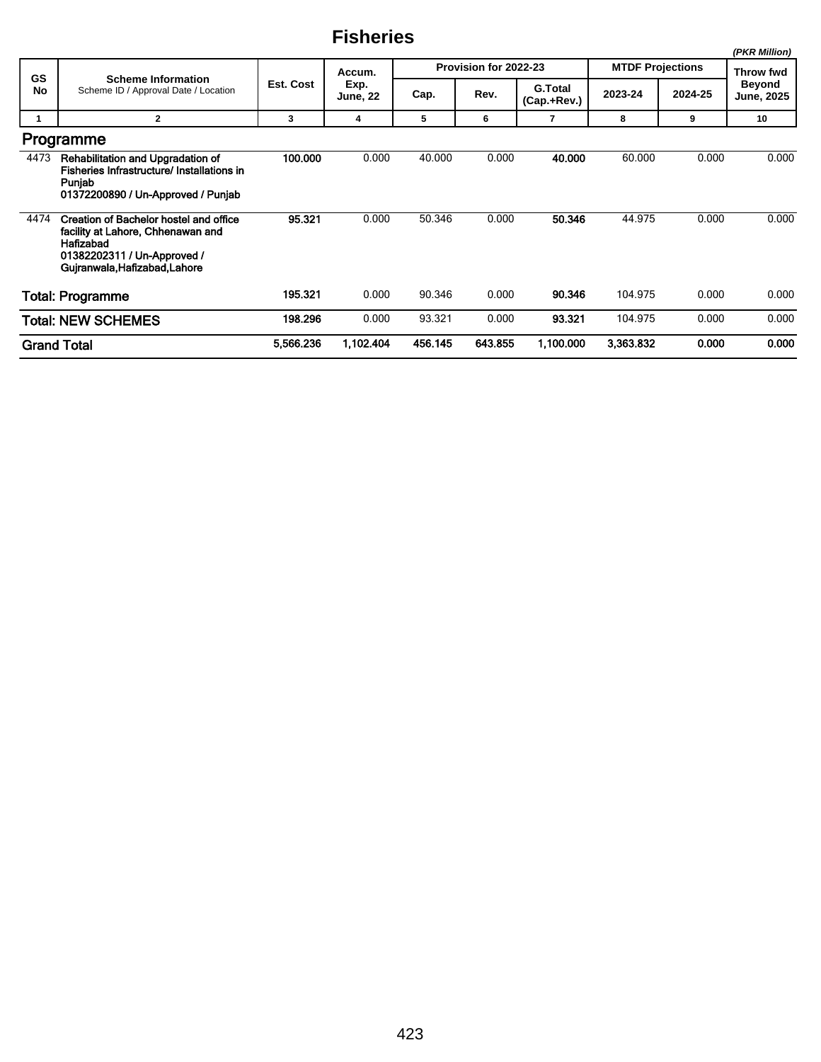# Fisheries

*(PKR Million)*

| GS No | Scheme Information<br>Scheme ID / Approval Date / Location | Est. Cost | Accum. Exp. June, 22 | Provision for 2022-23 | | | MTDF Projections | | Throw fwd Beyond June, 2025 |
|---|---|---|---|---|---|---|---|---|---|
| | | | | Cap. | Rev. | G.Total (Cap.+Rev.) | 2023-24 | 2024-25 | |
| 1 | 2 | 3 | 4 | 5 | 6 | 7 | 8 | 9 | 10 |
| **Programme** | | | | | | | | | |
| 4473 | **Rehabilitation and Upgradation of Fisheries Infrastructure/ Installations in Punjab**<br>**01372200890 / Un-Approved / Punjab** | **100.000** | 0.000 | 40.000 | 0.000 | **40.000** | 60.000 | 0.000 | 0.000 |
| 4474 | **Creation of Bachelor hostel and office facility at Lahore, Chhenawan and Hafizabad**<br>**01382202311 / Un-Approved / Gujranwala,Hafizabad,Lahore** | **95.321** | 0.000 | 50.346 | 0.000 | **50.346** | 44.975 | 0.000 | 0.000 |
| **Total: Programme** | | **195.321** | 0.000 | 90.346 | 0.000 | **90.346** | 104.975 | 0.000 | 0.000 |
| **Total: NEW SCHEMES** | | **198.296** | 0.000 | 93.321 | 0.000 | **93.321** | 104.975 | 0.000 | 0.000 |
| **Grand Total** | | **5,566.236** | **1,102.404** | **456.145** | **643.855** | **1,100.000** | **3,363.832** | **0.000** | **0.000** |